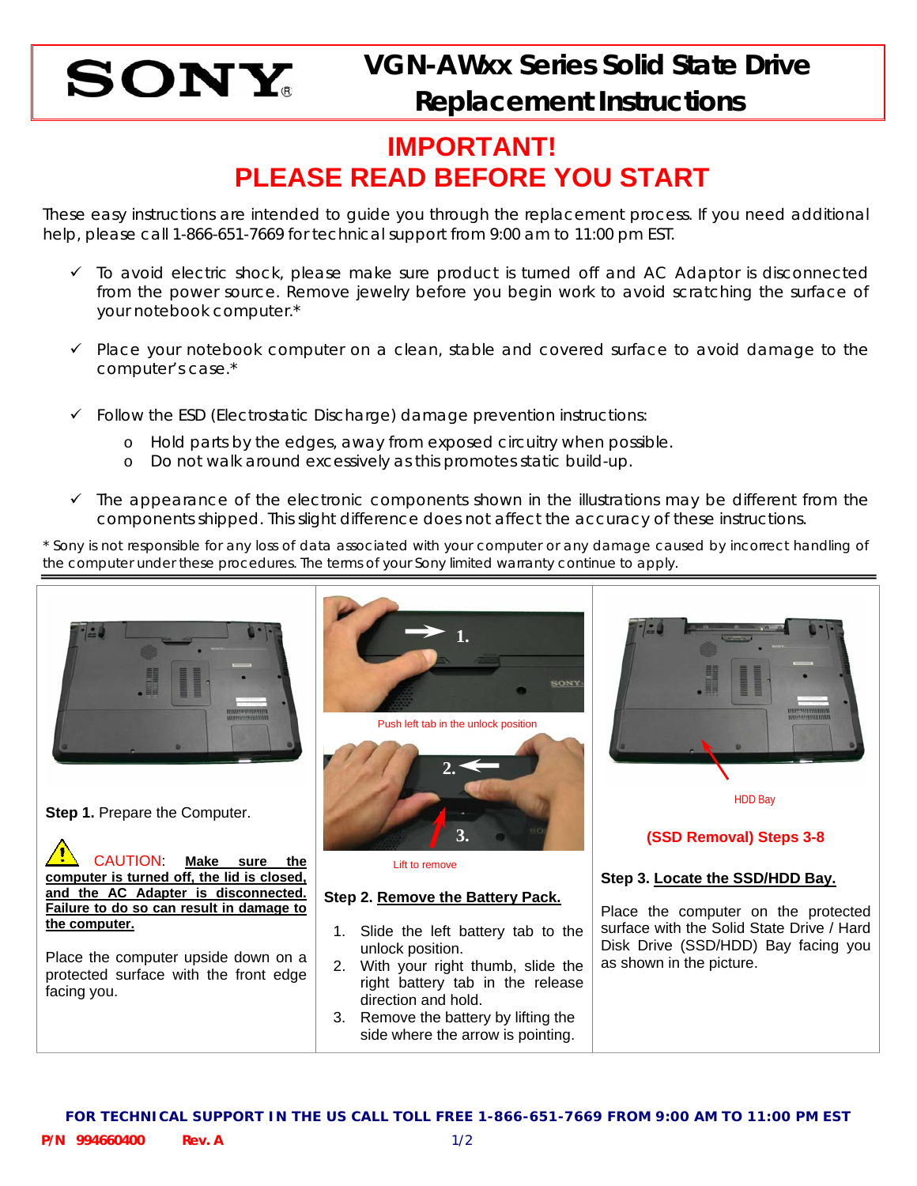# SONY

## VGN-AWxx Series Solid State Drive Replacement Instructions

## IMPORTANT!
## PLEASE READ BEFORE YOU START

These easy instructions are intended to guide you through the replacement process. If you need additional help, please call 1-866-651-7669 for technical support from 9:00 am to 11:00 pm EST.

- ✓ To avoid electric shock, please make sure product is turned off and AC Adaptor is disconnected from the power source. Remove jewelry before you begin work to avoid scratching the surface of your notebook computer.*
- ✓ Place your notebook computer on a clean, stable and covered surface to avoid damage to the computer's case.*
- ✓ Follow the ESD (Electrostatic Discharge) damage prevention instructions:
  - o Hold parts by the edges, away from exposed circuitry when possible.
  - o Do not walk around excessively as this promotes static build-up.
- ✓ The appearance of the electronic components shown in the illustrations may be different from the components shipped. This slight difference does not affect the accuracy of these instructions.

* Sony is not responsible for any loss of data associated with your computer or any damage caused by incorrect handling of the computer under these procedures. The terms of your Sony limited warranty continue to apply.

---

**Step 1.** Prepare the Computer.

⚠ CAUTION: **Make sure the computer is turned off, the lid is closed, and the AC Adapter is disconnected. Failure to do so can result in damage to the computer.**

Place the computer upside down on a protected surface with the front edge facing you.

1.

Push left tab in the unlock position

2.

3.

Lift to remove

**Step 2. Remove the Battery Pack.**

1. Slide the left battery tab to the unlock position.
2. With your right thumb, slide the right battery tab in the release direction and hold.
3. Remove the battery by lifting the side where the arrow is pointing.

HDD Bay

**(SSD Removal) Steps 3-8**

**Step 3. Locate the SSD/HDD Bay.**

Place the computer on the protected surface with the Solid State Drive / Hard Disk Drive (SSD/HDD) Bay facing you as shown in the picture.

**FOR TECHNICAL SUPPORT IN THE US CALL TOLL FREE 1-866-651-7669 FROM 9:00 AM TO 11:00 PM EST**

**P/N 994660400 Rev. A**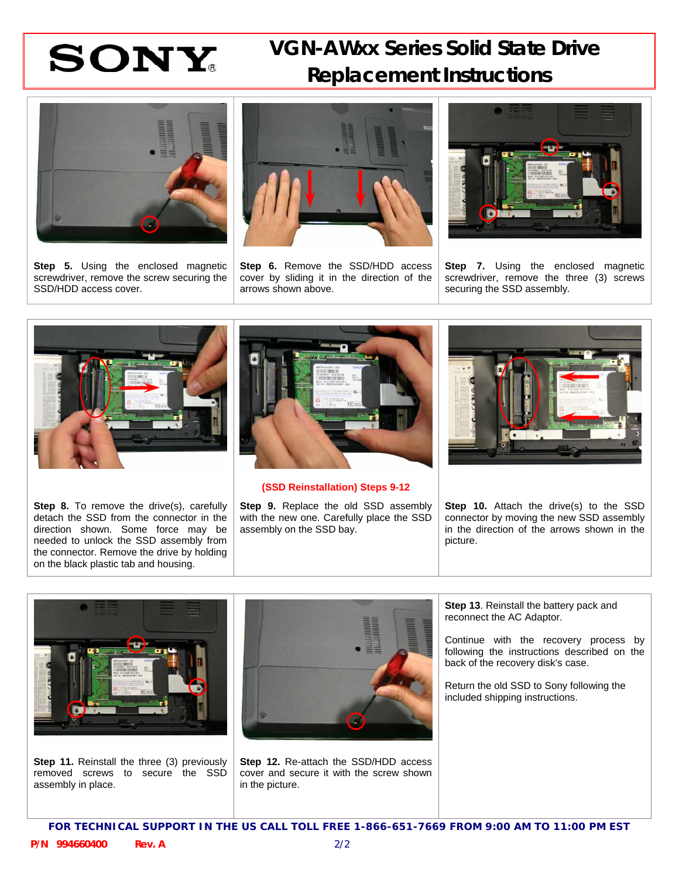# SONY

## VGN-AWxx Series Solid State Drive Replacement Instructions

**Step 5.** Using the enclosed magnetic screwdriver, remove the screw securing the SSD/HDD access cover.

**Step 6.** Remove the SSD/HDD access cover by sliding it in the direction of the arrows shown above.

**Step 7.** Using the enclosed magnetic screwdriver, remove the three (3) screws securing the SSD assembly.

**Step 8.** To remove the drive(s), carefully detach the SSD from the connector in the direction shown. Some force may be needed to unlock the SSD assembly from the connector. Remove the drive by holding on the black plastic tab and housing.

**(SSD Reinstallation) Steps 9-12**

**Step 9.** Replace the old SSD assembly with the new one. Carefully place the SSD assembly on the SSD bay.

**Step 10.** Attach the drive(s) to the SSD connector by moving the new SSD assembly in the direction of the arrows shown in the picture.

**Step 11.** Reinstall the three (3) previously removed screws to secure the SSD assembly in place.

**Step 12.** Re-attach the SSD/HDD access cover and secure it with the screw shown in the picture.

**Step 13**. Reinstall the battery pack and reconnect the AC Adaptor.

Continue with the recovery process by following the instructions described on the back of the recovery disk's case.

Return the old SSD to Sony following the included shipping instructions.

**FOR TECHNICAL SUPPORT IN THE US CALL TOLL FREE 1-866-651-7669 FROM 9:00 AM TO 11:00 PM EST**

**P/N 994660400 Rev. A**